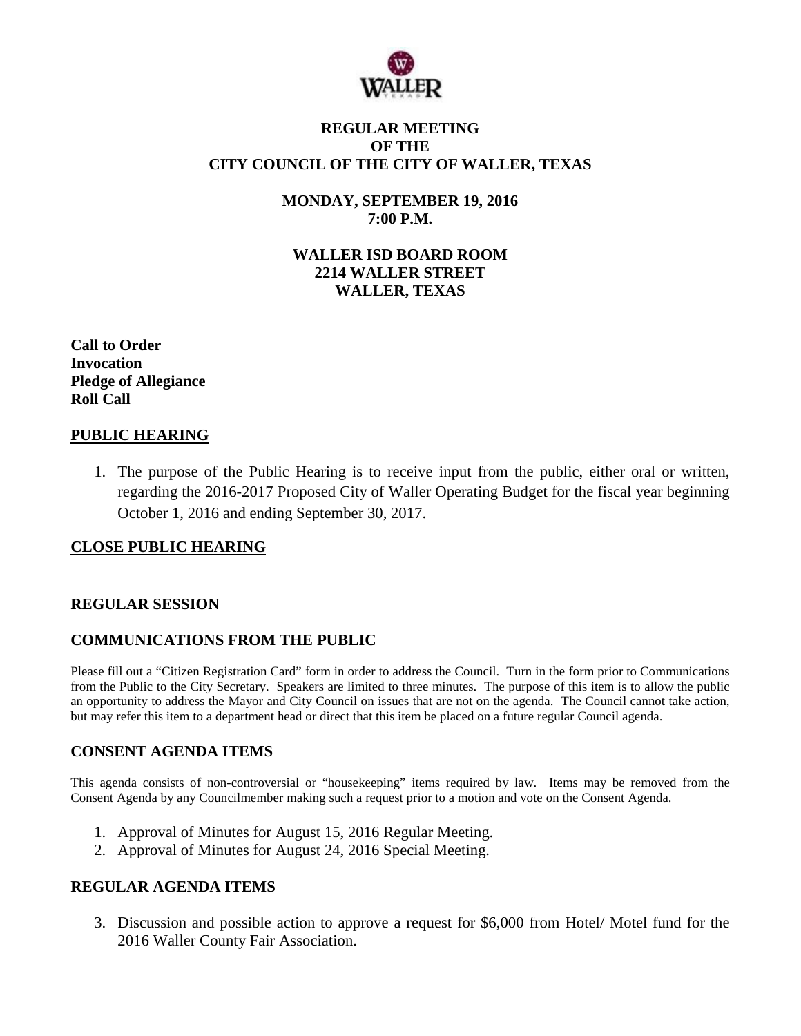# REGULAR MEETING OF THE CITY COUNCIL OF THE CITY OF WALLER, TEXAS

**MONDAY, SEPTEMBER 19, 2016**
**7:00 P.M.**

**WALLER ISD BOARD ROOM**
**2214 WALLER STREET**
**WALLER, TEXAS**

**Call to Order**
**Invocation**
**Pledge of Allegiance**
**Roll Call**

## PUBLIC HEARING

1. The purpose of the Public Hearing is to receive input from the public, either oral or written, regarding the 2016-2017 Proposed City of Waller Operating Budget for the fiscal year beginning October 1, 2016 and ending September 30, 2017.

## CLOSE PUBLIC HEARING

## REGULAR SESSION

## COMMUNICATIONS FROM THE PUBLIC

Please fill out a "Citizen Registration Card" form in order to address the Council. Turn in the form prior to Communications from the Public to the City Secretary. Speakers are limited to three minutes. The purpose of this item is to allow the public an opportunity to address the Mayor and City Council on issues that are not on the agenda. The Council cannot take action, but may refer this item to a department head or direct that this item be placed on a future regular Council agenda.

## CONSENT AGENDA ITEMS

This agenda consists of non-controversial or "housekeeping" items required by law. Items may be removed from the Consent Agenda by any Councilmember making such a request prior to a motion and vote on the Consent Agenda.

1. Approval of Minutes for August 15, 2016 Regular Meeting.
2. Approval of Minutes for August 24, 2016 Special Meeting.

## REGULAR AGENDA ITEMS

3. Discussion and possible action to approve a request for $6,000 from Hotel/ Motel fund for the 2016 Waller County Fair Association.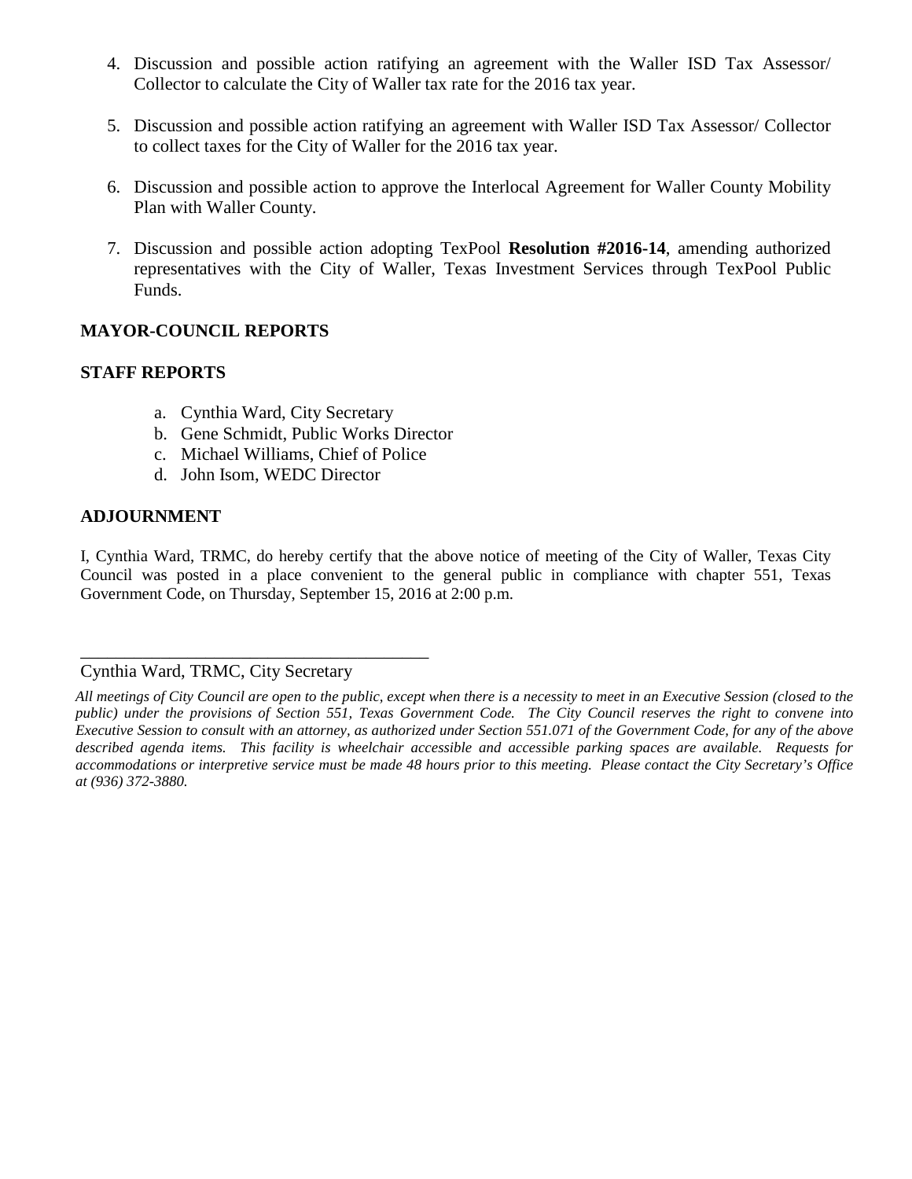4. Discussion and possible action ratifying an agreement with the Waller ISD Tax Assessor/ Collector to calculate the City of Waller tax rate for the 2016 tax year.

5. Discussion and possible action ratifying an agreement with Waller ISD Tax Assessor/ Collector to collect taxes for the City of Waller for the 2016 tax year.

6. Discussion and possible action to approve the Interlocal Agreement for Waller County Mobility Plan with Waller County.

7. Discussion and possible action adopting TexPool **Resolution #2016-14**, amending authorized representatives with the City of Waller, Texas Investment Services through TexPool Public Funds.

**MAYOR-COUNCIL REPORTS**

**STAFF REPORTS**

a. Cynthia Ward, City Secretary
b. Gene Schmidt, Public Works Director
c. Michael Williams, Chief of Police
d. John Isom, WEDC Director

**ADJOURNMENT**

I, Cynthia Ward, TRMC, do hereby certify that the above notice of meeting of the City of Waller, Texas City Council was posted in a place convenient to the general public in compliance with chapter 551, Texas Government Code, on Thursday, September 15, 2016 at 2:00 p.m.

________________________________________
Cynthia Ward, TRMC, City Secretary

*All meetings of City Council are open to the public, except when there is a necessity to meet in an Executive Session (closed to the public) under the provisions of Section 551, Texas Government Code. The City Council reserves the right to convene into Executive Session to consult with an attorney, as authorized under Section 551.071 of the Government Code, for any of the above described agenda items. This facility is wheelchair accessible and accessible parking spaces are available. Requests for accommodations or interpretive service must be made 48 hours prior to this meeting. Please contact the City Secretary's Office at (936) 372-3880.*